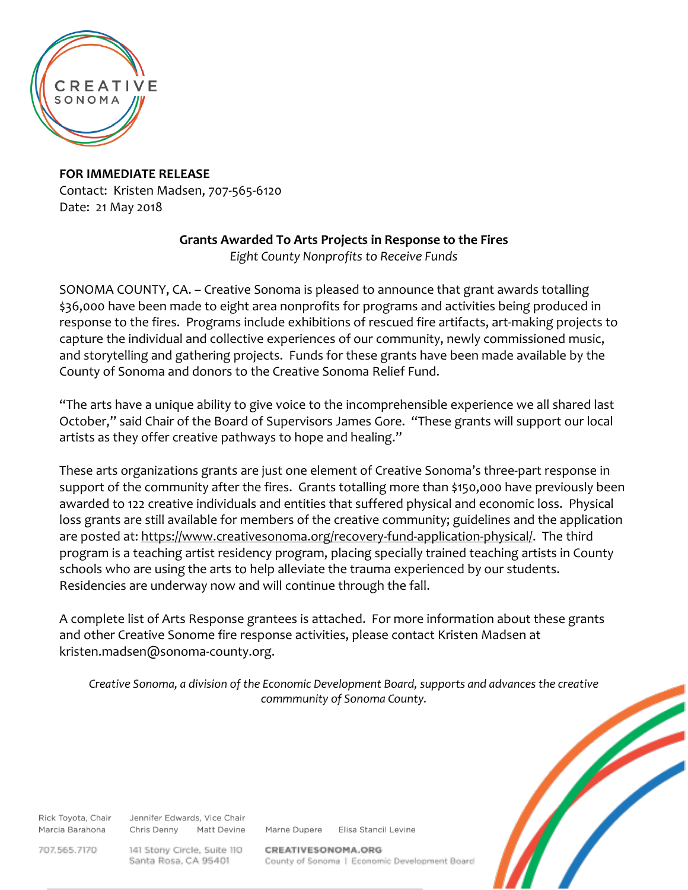**FOR IMMEDIATE RELEASE**
Contact: Kristen Madsen, 707-565-6120
Date: 21 May 2018

## Grants Awarded To Arts Projects in Response to the Fires

*Eight County Nonprofits to Receive Funds*

SONOMA COUNTY, CA. – Creative Sonoma is pleased to announce that grant awards totalling $36,000 have been made to eight area nonprofits for programs and activities being produced in response to the fires. Programs include exhibitions of rescued fire artifacts, art-making projects to capture the individual and collective experiences of our community, newly commissioned music, and storytelling and gathering projects. Funds for these grants have been made available by the County of Sonoma and donors to the Creative Sonoma Relief Fund.

"The arts have a unique ability to give voice to the incomprehensible experience we all shared last October," said Chair of the Board of Supervisors James Gore. "These grants will support our local artists as they offer creative pathways to hope and healing."

These arts organizations grants are just one element of Creative Sonoma's three-part response in support of the community after the fires. Grants totalling more than $150,000 have previously been awarded to 122 creative individuals and entities that suffered physical and economic loss. Physical loss grants are still available for members of the creative community; guidelines and the application are posted at: https://www.creativesonoma.org/recovery-fund-application-physical/. The third program is a teaching artist residency program, placing specially trained teaching artists in County schools who are using the arts to help alleviate the trauma experienced by our students. Residencies are underway now and will continue through the fall.

A complete list of Arts Response grantees is attached. For more information about these grants and other Creative Sonome fire response activities, please contact Kristen Madsen at kristen.madsen@sonoma-county.org.

*Creative Sonoma, a division of the Economic Development Board, supports and advances the creative commmunity of Sonoma County.*

Rick Toyota, Chair · Jennifer Edwards, Vice Chair · Marcia Barahona · Chris Denny · Matt Devine · Marne Dupere · Elisa Stancil Levine

707.565.7170 · 141 Stony Circle, Suite 110, Santa Rosa, CA 95401 · CREATIVESONOMA.ORG · County of Sonoma | Economic Development Board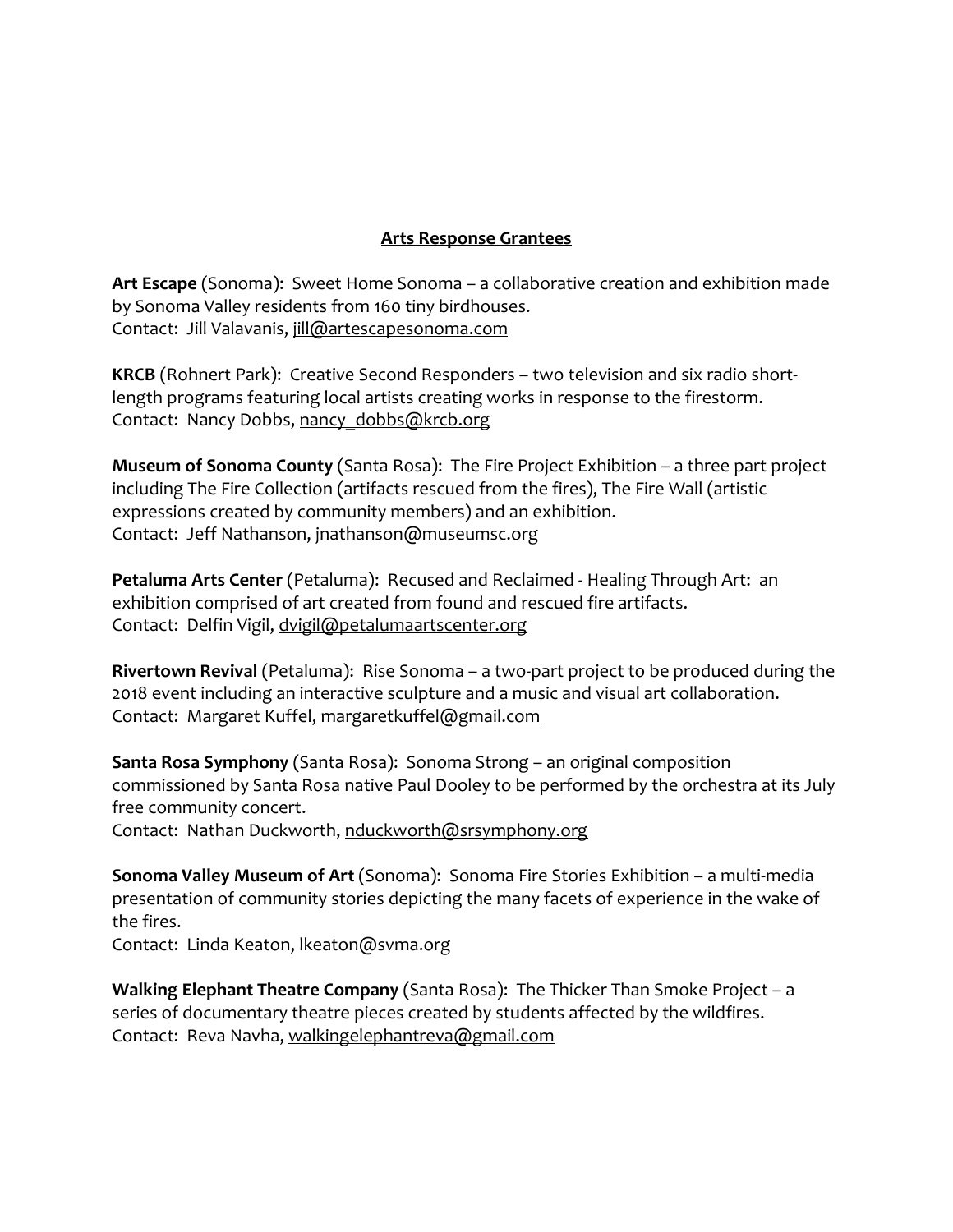## Arts Response Grantees

**Art Escape** (Sonoma): Sweet Home Sonoma – a collaborative creation and exhibition made by Sonoma Valley residents from 160 tiny birdhouses.
Contact: Jill Valavanis, jill@artescapesonoma.com

**KRCB** (Rohnert Park): Creative Second Responders – two television and six radio short-length programs featuring local artists creating works in response to the firestorm.
Contact: Nancy Dobbs, nancy_dobbs@krcb.org

**Museum of Sonoma County** (Santa Rosa): The Fire Project Exhibition – a three part project including The Fire Collection (artifacts rescued from the fires), The Fire Wall (artistic expressions created by community members) and an exhibition.
Contact: Jeff Nathanson, jnathanson@museumsc.org

**Petaluma Arts Center** (Petaluma): Recused and Reclaimed - Healing Through Art: an exhibition comprised of art created from found and rescued fire artifacts.
Contact: Delfin Vigil, dvigil@petalumaartscenter.org

**Rivertown Revival** (Petaluma): Rise Sonoma – a two-part project to be produced during the 2018 event including an interactive sculpture and a music and visual art collaboration.
Contact: Margaret Kuffel, margaretkuffel@gmail.com

**Santa Rosa Symphony** (Santa Rosa): Sonoma Strong – an original composition commissioned by Santa Rosa native Paul Dooley to be performed by the orchestra at its July free community concert.
Contact: Nathan Duckworth, nduckworth@srsymphony.org

**Sonoma Valley Museum of Art** (Sonoma): Sonoma Fire Stories Exhibition – a multi-media presentation of community stories depicting the many facets of experience in the wake of the fires.
Contact: Linda Keaton, lkeaton@svma.org

**Walking Elephant Theatre Company** (Santa Rosa): The Thicker Than Smoke Project – a series of documentary theatre pieces created by students affected by the wildfires.
Contact: Reva Navha, walkingelephantreva@gmail.com